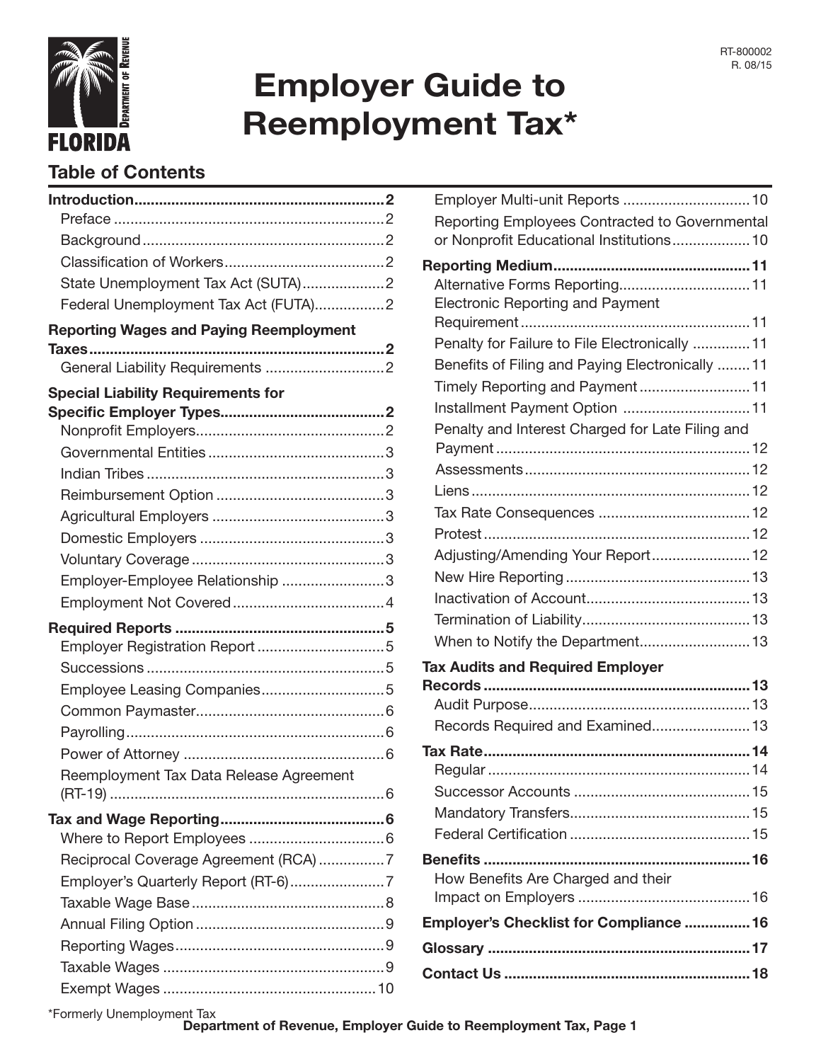RT-800002
R. 08/15

FLORIDA DEPARTMENT OF REVENUE

# Employer Guide to Reemployment Tax*

## Table of Contents

**Introduction** .......... 2
- Preface .......... 2
- Background .......... 2
- Classification of Workers .......... 2
- State Unemployment Tax Act (SUTA) .......... 2
- Federal Unemployment Tax Act (FUTA) .......... 2

**Reporting Wages and Paying Reemployment Taxes** .......... 2
- General Liability Requirements .......... 2

**Special Liability Requirements for Specific Employer Types** .......... 2
- Nonprofit Employers .......... 2
- Governmental Entities .......... 3
- Indian Tribes .......... 3
- Reimbursement Option .......... 3
- Agricultural Employers .......... 3
- Domestic Employers .......... 3
- Voluntary Coverage .......... 3
- Employer-Employee Relationship .......... 3
- Employment Not Covered .......... 4

**Required Reports** .......... 5
- Employer Registration Report .......... 5
- Successions .......... 5
- Employee Leasing Companies .......... 5
- Common Paymaster .......... 6
- Payrolling .......... 6
- Power of Attorney .......... 6
- Reemployment Tax Data Release Agreement (RT-19) .......... 6

**Tax and Wage Reporting** .......... 6
- Where to Report Employees .......... 6
- Reciprocal Coverage Agreement (RCA) .......... 7
- Employer's Quarterly Report (RT-6) .......... 7
- Taxable Wage Base .......... 8
- Annual Filing Option .......... 9
- Reporting Wages .......... 9
- Taxable Wages .......... 9
- Exempt Wages .......... 10
- Employer Multi-unit Reports .......... 10
- Reporting Employees Contracted to Governmental or Nonprofit Educational Institutions .......... 10

**Reporting Medium** .......... 11
- Alternative Forms Reporting .......... 11
- Electronic Reporting and Payment Requirement .......... 11
- Penalty for Failure to File Electronically .......... 11
- Benefits of Filing and Paying Electronically .......... 11
- Timely Reporting and Payment .......... 11
- Installment Payment Option .......... 11
- Penalty and Interest Charged for Late Filing and Payment .......... 12
- Assessments .......... 12
- Liens .......... 12
- Tax Rate Consequences .......... 12
- Protest .......... 12
- Adjusting/Amending Your Report .......... 12
- New Hire Reporting .......... 13
- Inactivation of Account .......... 13
- Termination of Liability .......... 13
- When to Notify the Department .......... 13

**Tax Audits and Required Employer Records** .......... 13
- Audit Purpose .......... 13
- Records Required and Examined .......... 13

**Tax Rate** .......... 14
- Regular .......... 14
- Successor Accounts .......... 15
- Mandatory Transfers .......... 15
- Federal Certification .......... 15

**Benefits** .......... 16
- How Benefits Are Charged and their Impact on Employers .......... 16

**Employer's Checklist for Compliance** .......... 16

**Glossary** .......... 17

**Contact Us** .......... 18

*Formerly Unemployment Tax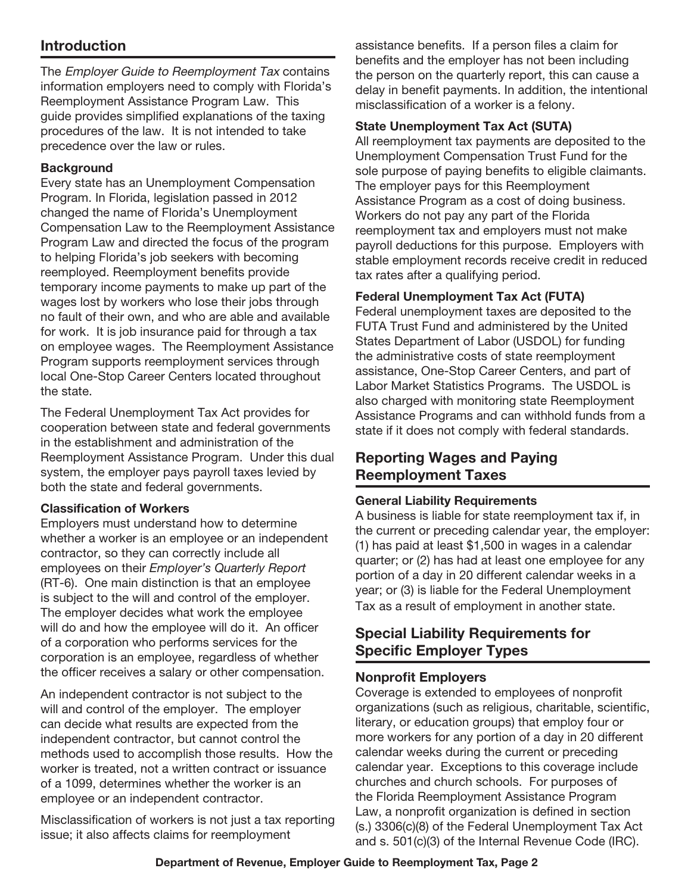## Introduction

The *Employer Guide to Reemployment Tax* contains information employers need to comply with Florida's Reemployment Assistance Program Law. This guide provides simplified explanations of the taxing procedures of the law. It is not intended to take precedence over the law or rules.

### Background

Every state has an Unemployment Compensation Program. In Florida, legislation passed in 2012 changed the name of Florida's Unemployment Compensation Law to the Reemployment Assistance Program Law and directed the focus of the program to helping Florida's job seekers with becoming reemployed. Reemployment benefits provide temporary income payments to make up part of the wages lost by workers who lose their jobs through no fault of their own, and who are able and available for work. It is job insurance paid for through a tax on employee wages. The Reemployment Assistance Program supports reemployment services through local One-Stop Career Centers located throughout the state.

The Federal Unemployment Tax Act provides for cooperation between state and federal governments in the establishment and administration of the Reemployment Assistance Program. Under this dual system, the employer pays payroll taxes levied by both the state and federal governments.

### Classification of Workers

Employers must understand how to determine whether a worker is an employee or an independent contractor, so they can correctly include all employees on their *Employer's Quarterly Report* (RT-6). One main distinction is that an employee is subject to the will and control of the employer. The employer decides what work the employee will do and how the employee will do it. An officer of a corporation who performs services for the corporation is an employee, regardless of whether the officer receives a salary or other compensation.

An independent contractor is not subject to the will and control of the employer. The employer can decide what results are expected from the independent contractor, but cannot control the methods used to accomplish those results. How the worker is treated, not a written contract or issuance of a 1099, determines whether the worker is an employee or an independent contractor.

Misclassification of workers is not just a tax reporting issue; it also affects claims for reemployment assistance benefits. If a person files a claim for benefits and the employer has not been including the person on the quarterly report, this can cause a delay in benefit payments. In addition, the intentional misclassification of a worker is a felony.

### State Unemployment Tax Act (SUTA)

All reemployment tax payments are deposited to the Unemployment Compensation Trust Fund for the sole purpose of paying benefits to eligible claimants. The employer pays for this Reemployment Assistance Program as a cost of doing business. Workers do not pay any part of the Florida reemployment tax and employers must not make payroll deductions for this purpose. Employers with stable employment records receive credit in reduced tax rates after a qualifying period.

### Federal Unemployment Tax Act (FUTA)

Federal unemployment taxes are deposited to the FUTA Trust Fund and administered by the United States Department of Labor (USDOL) for funding the administrative costs of state reemployment assistance, One-Stop Career Centers, and part of Labor Market Statistics Programs. The USDOL is also charged with monitoring state Reemployment Assistance Programs and can withhold funds from a state if it does not comply with federal standards.

## Reporting Wages and Paying Reemployment Taxes

### General Liability Requirements

A business is liable for state reemployment tax if, in the current or preceding calendar year, the employer: (1) has paid at least $1,500 in wages in a calendar quarter; or (2) has had at least one employee for any portion of a day in 20 different calendar weeks in a year; or (3) is liable for the Federal Unemployment Tax as a result of employment in another state.

## Special Liability Requirements for Specific Employer Types

### Nonprofit Employers

Coverage is extended to employees of nonprofit organizations (such as religious, charitable, scientific, literary, or education groups) that employ four or more workers for any portion of a day in 20 different calendar weeks during the current or preceding calendar year. Exceptions to this coverage include churches and church schools. For purposes of the Florida Reemployment Assistance Program Law, a nonprofit organization is defined in section (s.) 3306(c)(8) of the Federal Unemployment Tax Act and s. 501(c)(3) of the Internal Revenue Code (IRC).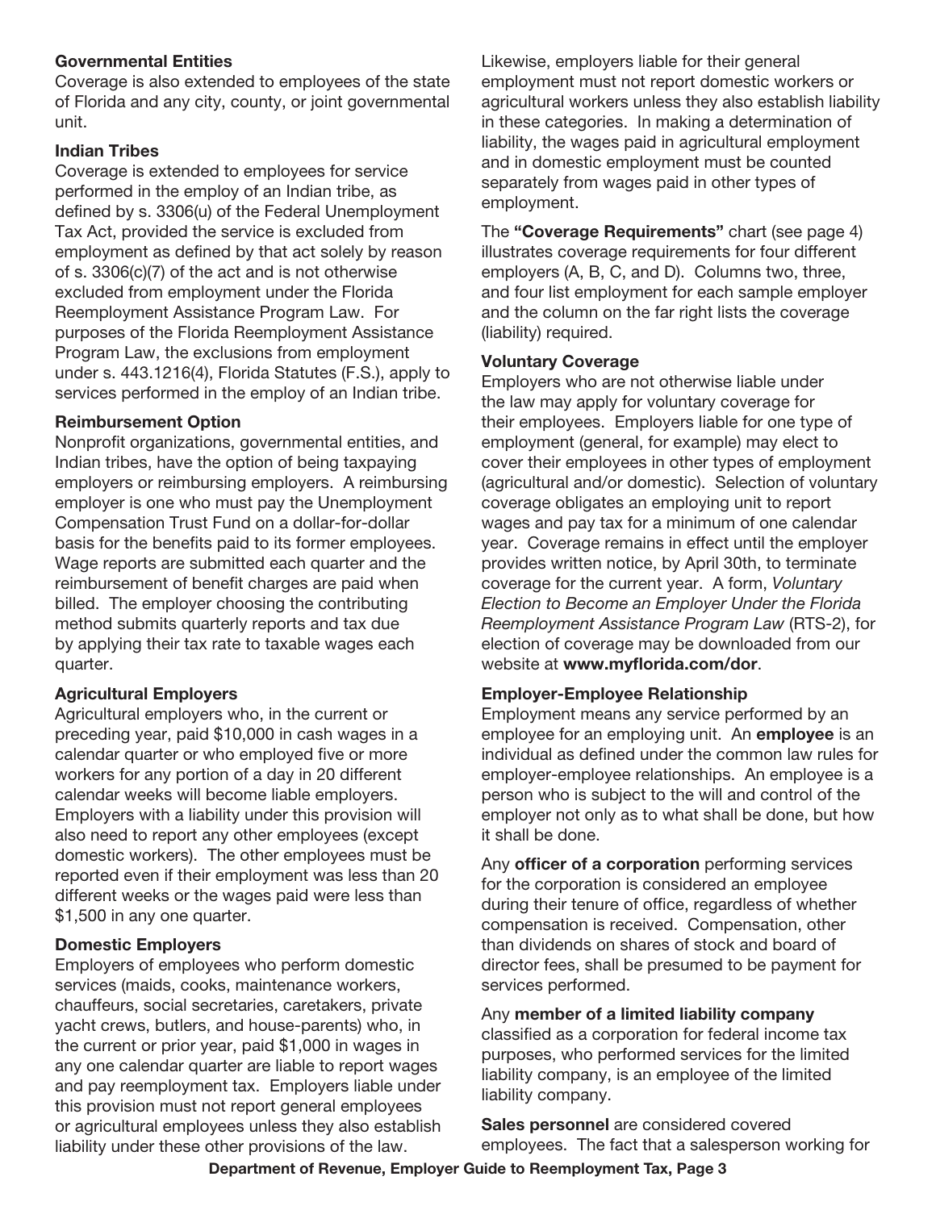### Governmental Entities

Coverage is also extended to employees of the state of Florida and any city, county, or joint governmental unit.

### Indian Tribes

Coverage is extended to employees for service performed in the employ of an Indian tribe, as defined by s. 3306(u) of the Federal Unemployment Tax Act, provided the service is excluded from employment as defined by that act solely by reason of s. 3306(c)(7) of the act and is not otherwise excluded from employment under the Florida Reemployment Assistance Program Law. For purposes of the Florida Reemployment Assistance Program Law, the exclusions from employment under s. 443.1216(4), Florida Statutes (F.S.), apply to services performed in the employ of an Indian tribe.

### Reimbursement Option

Nonprofit organizations, governmental entities, and Indian tribes, have the option of being taxpaying employers or reimbursing employers. A reimbursing employer is one who must pay the Unemployment Compensation Trust Fund on a dollar-for-dollar basis for the benefits paid to its former employees. Wage reports are submitted each quarter and the reimbursement of benefit charges are paid when billed. The employer choosing the contributing method submits quarterly reports and tax due by applying their tax rate to taxable wages each quarter.

### Agricultural Employers

Agricultural employers who, in the current or preceding year, paid $10,000 in cash wages in a calendar quarter or who employed five or more workers for any portion of a day in 20 different calendar weeks will become liable employers. Employers with a liability under this provision will also need to report any other employees (except domestic workers). The other employees must be reported even if their employment was less than 20 different weeks or the wages paid were less than $1,500 in any one quarter.

### Domestic Employers

Employers of employees who perform domestic services (maids, cooks, maintenance workers, chauffeurs, social secretaries, caretakers, private yacht crews, butlers, and house-parents) who, in the current or prior year, paid $1,000 in wages in any one calendar quarter are liable to report wages and pay reemployment tax. Employers liable under this provision must not report general employees or agricultural employees unless they also establish liability under these other provisions of the law.

Likewise, employers liable for their general employment must not report domestic workers or agricultural workers unless they also establish liability in these categories. In making a determination of liability, the wages paid in agricultural employment and in domestic employment must be counted separately from wages paid in other types of employment.

The **"Coverage Requirements"** chart (see page 4) illustrates coverage requirements for four different employers (A, B, C, and D). Columns two, three, and four list employment for each sample employer and the column on the far right lists the coverage (liability) required.

### Voluntary Coverage

Employers who are not otherwise liable under the law may apply for voluntary coverage for their employees. Employers liable for one type of employment (general, for example) may elect to cover their employees in other types of employment (agricultural and/or domestic). Selection of voluntary coverage obligates an employing unit to report wages and pay tax for a minimum of one calendar year. Coverage remains in effect until the employer provides written notice, by April 30th, to terminate coverage for the current year. A form, *Voluntary Election to Become an Employer Under the Florida Reemployment Assistance Program Law* (RTS-2), for election of coverage may be downloaded from our website at **www.myflorida.com/dor**.

### Employer-Employee Relationship

Employment means any service performed by an employee for an employing unit. An **employee** is an individual as defined under the common law rules for employer-employee relationships. An employee is a person who is subject to the will and control of the employer not only as to what shall be done, but how it shall be done.

Any **officer of a corporation** performing services for the corporation is considered an employee during their tenure of office, regardless of whether compensation is received. Compensation, other than dividends on shares of stock and board of director fees, shall be presumed to be payment for services performed.

Any **member of a limited liability company** classified as a corporation for federal income tax purposes, who performed services for the limited liability company, is an employee of the limited liability company.

**Sales personnel** are considered covered employees. The fact that a salesperson working for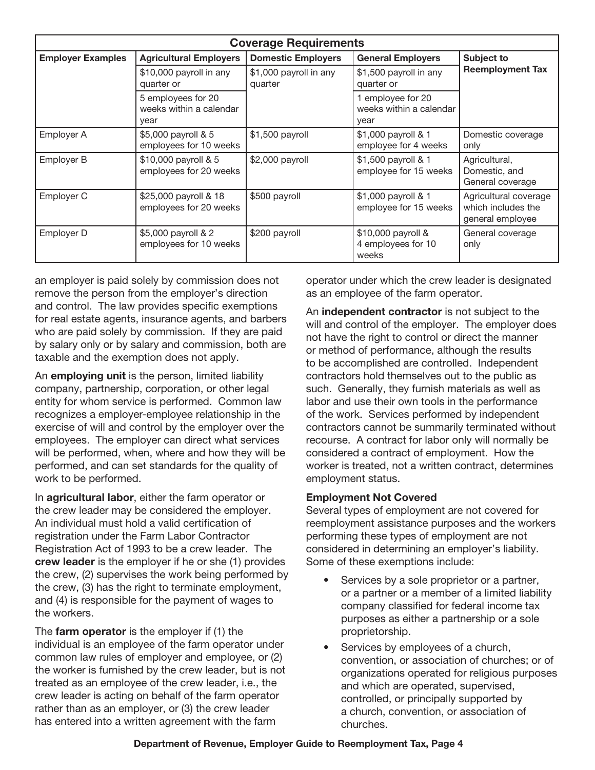| Coverage Requirements | | | | |
|---|---|---|---|---|
| **Employer Examples** | **Agricultural Employers** | **Domestic Employers** | **General Employers** | **Subject to Reemployment Tax** |
| | $10,000 payroll in any quarter or | $1,000 payroll in any quarter | $1,500 payroll in any quarter or | |
| | 5 employees for 20 weeks within a calendar year | | 1 employee for 20 weeks within a calendar year | |
| Employer A | $5,000 payroll & 5 employees for 10 weeks | $1,500 payroll | $1,000 payroll & 1 employee for 4 weeks | Domestic coverage only |
| Employer B | $10,000 payroll & 5 employees for 20 weeks | $2,000 payroll | $1,500 payroll & 1 employee for 15 weeks | Agricultural, Domestic, and General coverage |
| Employer C | $25,000 payroll & 18 employees for 20 weeks | $500 payroll | $1,000 payroll & 1 employee for 15 weeks | Agricultural coverage which includes the general employee |
| Employer D | $5,000 payroll & 2 employees for 10 weeks | $200 payroll | $10,000 payroll & 4 employees for 10 weeks | General coverage only |

an employer is paid solely by commission does not remove the person from the employer's direction and control. The law provides specific exemptions for real estate agents, insurance agents, and barbers who are paid solely by commission. If they are paid by salary only or by salary and commission, both are taxable and the exemption does not apply.

An **employing unit** is the person, limited liability company, partnership, corporation, or other legal entity for whom service is performed. Common law recognizes a employer-employee relationship in the exercise of will and control by the employer over the employees. The employer can direct what services will be performed, when, where and how they will be performed, and can set standards for the quality of work to be performed.

In **agricultural labor**, either the farm operator or the crew leader may be considered the employer. An individual must hold a valid certification of registration under the Farm Labor Contractor Registration Act of 1993 to be a crew leader. The **crew leader** is the employer if he or she (1) provides the crew, (2) supervises the work being performed by the crew, (3) has the right to terminate employment, and (4) is responsible for the payment of wages to the workers.

The **farm operator** is the employer if (1) the individual is an employee of the farm operator under common law rules of employer and employee, or (2) the worker is furnished by the crew leader, but is not treated as an employee of the crew leader, i.e., the crew leader is acting on behalf of the farm operator rather than as an employer, or (3) the crew leader has entered into a written agreement with the farm operator under which the crew leader is designated as an employee of the farm operator.

An **independent contractor** is not subject to the will and control of the employer. The employer does not have the right to control or direct the manner or method of performance, although the results to be accomplished are controlled. Independent contractors hold themselves out to the public as such. Generally, they furnish materials as well as labor and use their own tools in the performance of the work. Services performed by independent contractors cannot be summarily terminated without recourse. A contract for labor only will normally be considered a contract of employment. How the worker is treated, not a written contract, determines employment status.

**Employment Not Covered**

Several types of employment are not covered for reemployment assistance purposes and the workers performing these types of employment are not considered in determining an employer's liability. Some of these exemptions include:

- Services by a sole proprietor or a partner, or a partner or a member of a limited liability company classified for federal income tax purposes as either a partnership or a sole proprietorship.
- Services by employees of a church, convention, or association of churches; or of organizations operated for religious purposes and which are operated, supervised, controlled, or principally supported by a church, convention, or association of churches.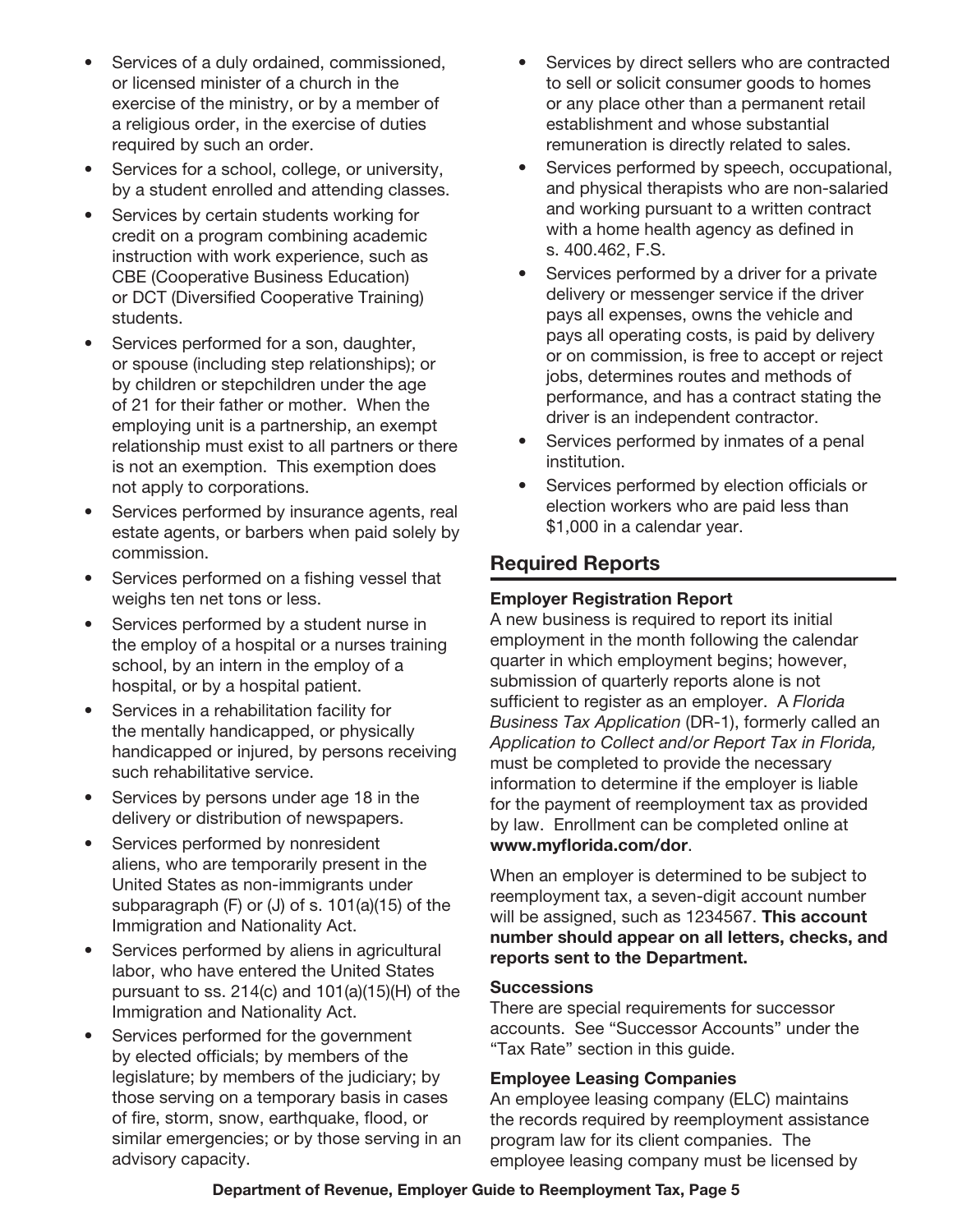- Services of a duly ordained, commissioned, or licensed minister of a church in the exercise of the ministry, or by a member of a religious order, in the exercise of duties required by such an order.
- Services for a school, college, or university, by a student enrolled and attending classes.
- Services by certain students working for credit on a program combining academic instruction with work experience, such as CBE (Cooperative Business Education) or DCT (Diversified Cooperative Training) students.
- Services performed for a son, daughter, or spouse (including step relationships); or by children or stepchildren under the age of 21 for their father or mother. When the employing unit is a partnership, an exempt relationship must exist to all partners or there is not an exemption. This exemption does not apply to corporations.
- Services performed by insurance agents, real estate agents, or barbers when paid solely by commission.
- Services performed on a fishing vessel that weighs ten net tons or less.
- Services performed by a student nurse in the employ of a hospital or a nurses training school, by an intern in the employ of a hospital, or by a hospital patient.
- Services in a rehabilitation facility for the mentally handicapped, or physically handicapped or injured, by persons receiving such rehabilitative service.
- Services by persons under age 18 in the delivery or distribution of newspapers.
- Services performed by nonresident aliens, who are temporarily present in the United States as non-immigrants under subparagraph (F) or (J) of s. 101(a)(15) of the Immigration and Nationality Act.
- Services performed by aliens in agricultural labor, who have entered the United States pursuant to ss. 214(c) and 101(a)(15)(H) of the Immigration and Nationality Act.
- Services performed for the government by elected officials; by members of the legislature; by members of the judiciary; by those serving on a temporary basis in cases of fire, storm, snow, earthquake, flood, or similar emergencies; or by those serving in an advisory capacity.
- Services by direct sellers who are contracted to sell or solicit consumer goods to homes or any place other than a permanent retail establishment and whose substantial remuneration is directly related to sales.
- Services performed by speech, occupational, and physical therapists who are non-salaried and working pursuant to a written contract with a home health agency as defined in s. 400.462, F.S.
- Services performed by a driver for a private delivery or messenger service if the driver pays all expenses, owns the vehicle and pays all operating costs, is paid by delivery or on commission, is free to accept or reject jobs, determines routes and methods of performance, and has a contract stating the driver is an independent contractor.
- Services performed by inmates of a penal institution.
- Services performed by election officials or election workers who are paid less than $1,000 in a calendar year.

## Required Reports

### Employer Registration Report

A new business is required to report its initial employment in the month following the calendar quarter in which employment begins; however, submission of quarterly reports alone is not sufficient to register as an employer. A *Florida Business Tax Application* (DR-1), formerly called an *Application to Collect and/or Report Tax in Florida,* must be completed to provide the necessary information to determine if the employer is liable for the payment of reemployment tax as provided by law. Enrollment can be completed online at **www.myflorida.com/dor**.

When an employer is determined to be subject to reemployment tax, a seven-digit account number will be assigned, such as 1234567. **This account number should appear on all letters, checks, and reports sent to the Department.**

### Successions

There are special requirements for successor accounts. See “Successor Accounts” under the “Tax Rate” section in this guide.

### Employee Leasing Companies

An employee leasing company (ELC) maintains the records required by reemployment assistance program law for its client companies. The employee leasing company must be licensed by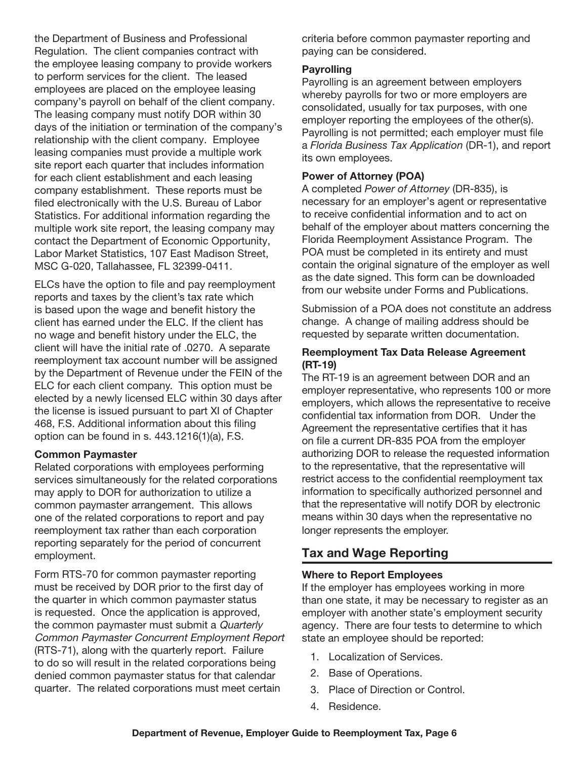the Department of Business and Professional Regulation. The client companies contract with the employee leasing company to provide workers to perform services for the client. The leased employees are placed on the employee leasing company's payroll on behalf of the client company. The leasing company must notify DOR within 30 days of the initiation or termination of the company's relationship with the client company. Employee leasing companies must provide a multiple work site report each quarter that includes information for each client establishment and each leasing company establishment. These reports must be filed electronically with the U.S. Bureau of Labor Statistics. For additional information regarding the multiple work site report, the leasing company may contact the Department of Economic Opportunity, Labor Market Statistics, 107 East Madison Street, MSC G-020, Tallahassee, FL 32399-0411.

ELCs have the option to file and pay reemployment reports and taxes by the client's tax rate which is based upon the wage and benefit history the client has earned under the ELC. If the client has no wage and benefit history under the ELC, the client will have the initial rate of .0270. A separate reemployment tax account number will be assigned by the Department of Revenue under the FEIN of the ELC for each client company. This option must be elected by a newly licensed ELC within 30 days after the license is issued pursuant to part XI of Chapter 468, F.S. Additional information about this filing option can be found in s. 443.1216(1)(a), F.S.

**Common Paymaster**

Related corporations with employees performing services simultaneously for the related corporations may apply to DOR for authorization to utilize a common paymaster arrangement. This allows one of the related corporations to report and pay reemployment tax rather than each corporation reporting separately for the period of concurrent employment.

Form RTS-70 for common paymaster reporting must be received by DOR prior to the first day of the quarter in which common paymaster status is requested. Once the application is approved, the common paymaster must submit a *Quarterly Common Paymaster Concurrent Employment Report* (RTS-71), along with the quarterly report. Failure to do so will result in the related corporations being denied common paymaster status for that calendar quarter. The related corporations must meet certain criteria before common paymaster reporting and paying can be considered.

**Payrolling**

Payrolling is an agreement between employers whereby payrolls for two or more employers are consolidated, usually for tax purposes, with one employer reporting the employees of the other(s). Payrolling is not permitted; each employer must file a *Florida Business Tax Application* (DR-1), and report its own employees.

**Power of Attorney (POA)**

A completed *Power of Attorney* (DR-835), is necessary for an employer's agent or representative to receive confidential information and to act on behalf of the employer about matters concerning the Florida Reemployment Assistance Program. The POA must be completed in its entirety and must contain the original signature of the employer as well as the date signed. This form can be downloaded from our website under Forms and Publications.

Submission of a POA does not constitute an address change. A change of mailing address should be requested by separate written documentation.

**Reemployment Tax Data Release Agreement (RT-19)**

The RT-19 is an agreement between DOR and an employer representative, who represents 100 or more employers, which allows the representative to receive confidential tax information from DOR. Under the Agreement the representative certifies that it has on file a current DR-835 POA from the employer authorizing DOR to release the requested information to the representative, that the representative will restrict access to the confidential reemployment tax information to specifically authorized personnel and that the representative will notify DOR by electronic means within 30 days when the representative no longer represents the employer.

## Tax and Wage Reporting

**Where to Report Employees**

If the employer has employees working in more than one state, it may be necessary to register as an employer with another state's employment security agency. There are four tests to determine to which state an employee should be reported:

1. Localization of Services.
2. Base of Operations.
3. Place of Direction or Control.
4. Residence.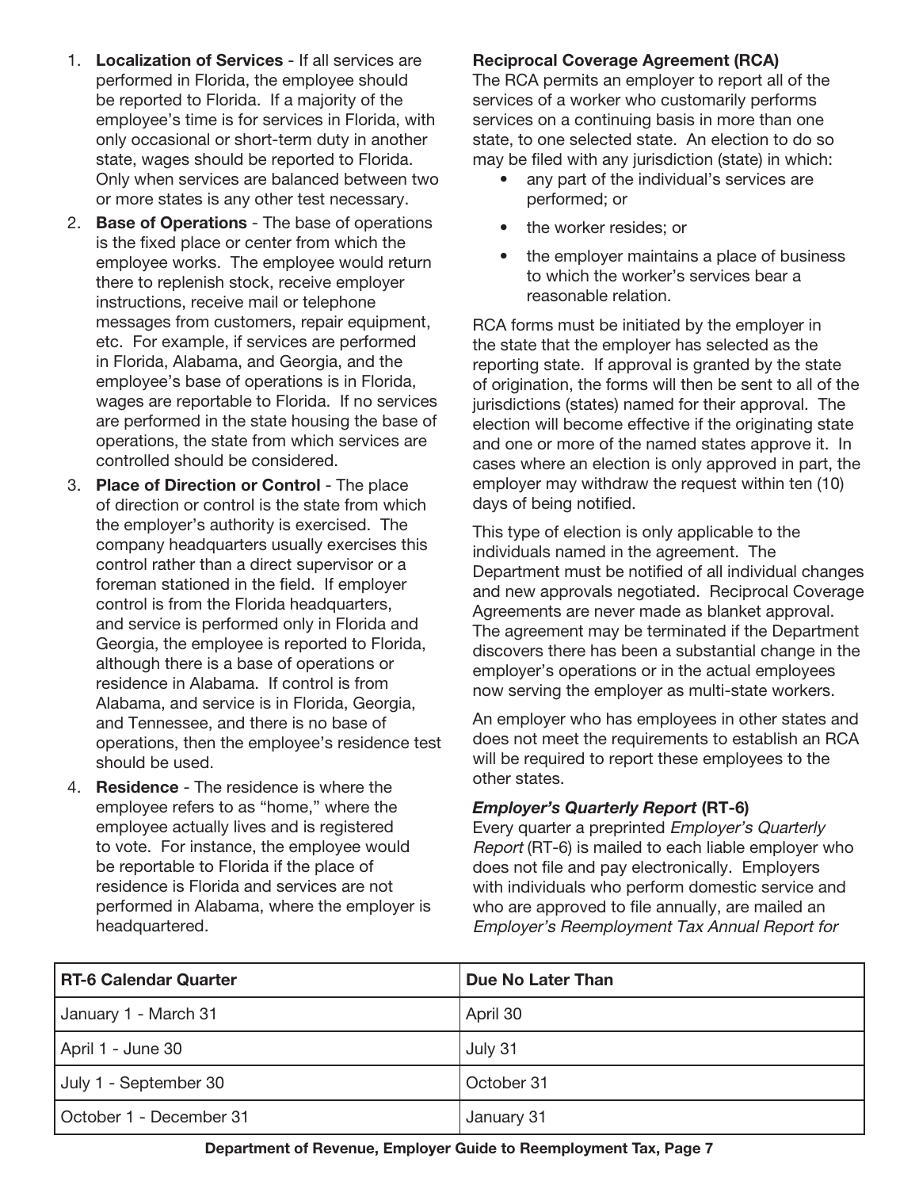1. **Localization of Services** - If all services are performed in Florida, the employee should be reported to Florida. If a majority of the employee's time is for services in Florida, with only occasional or short-term duty in another state, wages should be reported to Florida. Only when services are balanced between two or more states is any other test necessary.
2. **Base of Operations** - The base of operations is the fixed place or center from which the employee works. The employee would return there to replenish stock, receive employer instructions, receive mail or telephone messages from customers, repair equipment, etc. For example, if services are performed in Florida, Alabama, and Georgia, and the employee's base of operations is in Florida, wages are reportable to Florida. If no services are performed in the state housing the base of operations, the state from which services are controlled should be considered.
3. **Place of Direction or Control** - The place of direction or control is the state from which the employer's authority is exercised. The company headquarters usually exercises this control rather than a direct supervisor or a foreman stationed in the field. If employer control is from the Florida headquarters, and service is performed only in Florida and Georgia, the employee is reported to Florida, although there is a base of operations or residence in Alabama. If control is from Alabama, and service is in Florida, Georgia, and Tennessee, and there is no base of operations, then the employee's residence test should be used.
4. **Residence** - The residence is where the employee refers to as "home," where the employee actually lives and is registered to vote. For instance, the employee would be reportable to Florida if the place of residence is Florida and services are not performed in Alabama, where the employer is headquartered.

**Reciprocal Coverage Agreement (RCA)**

The RCA permits an employer to report all of the services of a worker who customarily performs services on a continuing basis in more than one state, to one selected state. An election to do so may be filed with any jurisdiction (state) in which:

- any part of the individual's services are performed; or
- the worker resides; or
- the employer maintains a place of business to which the worker's services bear a reasonable relation.

RCA forms must be initiated by the employer in the state that the employer has selected as the reporting state. If approval is granted by the state of origination, the forms will then be sent to all of the jurisdictions (states) named for their approval. The election will become effective if the originating state and one or more of the named states approve it. In cases where an election is only approved in part, the employer may withdraw the request within ten (10) days of being notified.

This type of election is only applicable to the individuals named in the agreement. The Department must be notified of all individual changes and new approvals negotiated. Reciprocal Coverage Agreements are never made as blanket approval. The agreement may be terminated if the Department discovers there has been a substantial change in the employer's operations or in the actual employees now serving the employer as multi-state workers.

An employer who has employees in other states and does not meet the requirements to establish an RCA will be required to report these employees to the other states.

***Employer's Quarterly Report* (RT-6)**

Every quarter a preprinted *Employer's Quarterly Report* (RT-6) is mailed to each liable employer who does not file and pay electronically. Employers with individuals who perform domestic service and who are approved to file annually, are mailed an *Employer's Reemployment Tax Annual Report for*

| RT-6 Calendar Quarter | Due No Later Than |
|---|---|
| January 1 - March 31 | April 30 |
| April 1 - June 30 | July 31 |
| July 1 - September 30 | October 31 |
| October 1 - December 31 | January 31 |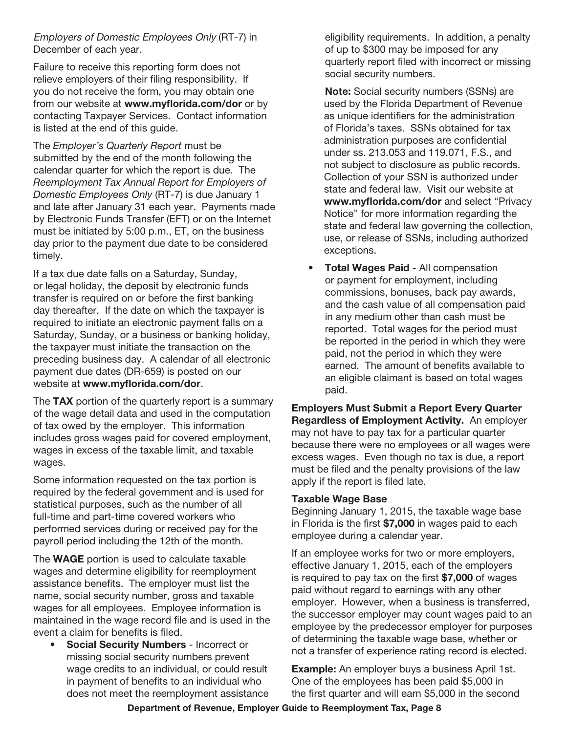*Employers of Domestic Employees Only* (RT-7) in December of each year.

Failure to receive this reporting form does not relieve employers of their filing responsibility. If you do not receive the form, you may obtain one from our website at **www.myflorida.com/dor** or by contacting Taxpayer Services. Contact information is listed at the end of this guide.

The *Employer's Quarterly Report* must be submitted by the end of the month following the calendar quarter for which the report is due. The *Reemployment Tax Annual Report for Employers of Domestic Employees Only* (RT-7) is due January 1 and late after January 31 each year. Payments made by Electronic Funds Transfer (EFT) or on the Internet must be initiated by 5:00 p.m., ET, on the business day prior to the payment due date to be considered timely.

If a tax due date falls on a Saturday, Sunday, or legal holiday, the deposit by electronic funds transfer is required on or before the first banking day thereafter. If the date on which the taxpayer is required to initiate an electronic payment falls on a Saturday, Sunday, or a business or banking holiday, the taxpayer must initiate the transaction on the preceding business day. A calendar of all electronic payment due dates (DR-659) is posted on our website at **www.myflorida.com/dor**.

The **TAX** portion of the quarterly report is a summary of the wage detail data and used in the computation of tax owed by the employer. This information includes gross wages paid for covered employment, wages in excess of the taxable limit, and taxable wages.

Some information requested on the tax portion is required by the federal government and is used for statistical purposes, such as the number of all full-time and part-time covered workers who performed services during or received pay for the payroll period including the 12th of the month.

The **WAGE** portion is used to calculate taxable wages and determine eligibility for reemployment assistance benefits. The employer must list the name, social security number, gross and taxable wages for all employees. Employee information is maintained in the wage record file and is used in the event a claim for benefits is filed.

- **Social Security Numbers** - Incorrect or missing social security numbers prevent wage credits to an individual, or could result in payment of benefits to an individual who does not meet the reemployment assistance eligibility requirements. In addition, a penalty of up to $300 may be imposed for any quarterly report filed with incorrect or missing social security numbers.

  **Note:** Social security numbers (SSNs) are used by the Florida Department of Revenue as unique identifiers for the administration of Florida's taxes. SSNs obtained for tax administration purposes are confidential under ss. 213.053 and 119.071, F.S., and not subject to disclosure as public records. Collection of your SSN is authorized under state and federal law. Visit our website at **www.myflorida.com/dor** and select "Privacy Notice" for more information regarding the state and federal law governing the collection, use, or release of SSNs, including authorized exceptions.

- **Total Wages Paid** - All compensation or payment for employment, including commissions, bonuses, back pay awards, and the cash value of all compensation paid in any medium other than cash must be reported. Total wages for the period must be reported in the period in which they were paid, not the period in which they were earned. The amount of benefits available to an eligible claimant is based on total wages paid.

**Employers Must Submit a Report Every Quarter Regardless of Employment Activity.** An employer may not have to pay tax for a particular quarter because there were no employees or all wages were excess wages. Even though no tax is due, a report must be filed and the penalty provisions of the law apply if the report is filed late.

### Taxable Wage Base

Beginning January 1, 2015, the taxable wage base in Florida is the first **$7,000** in wages paid to each employee during a calendar year.

If an employee works for two or more employers, effective January 1, 2015, each of the employers is required to pay tax on the first **$7,000** of wages paid without regard to earnings with any other employer. However, when a business is transferred, the successor employer may count wages paid to an employee by the predecessor employer for purposes of determining the taxable wage base, whether or not a transfer of experience rating record is elected.

**Example:** An employer buys a business April 1st. One of the employees has been paid $5,000 in the first quarter and will earn $5,000 in the second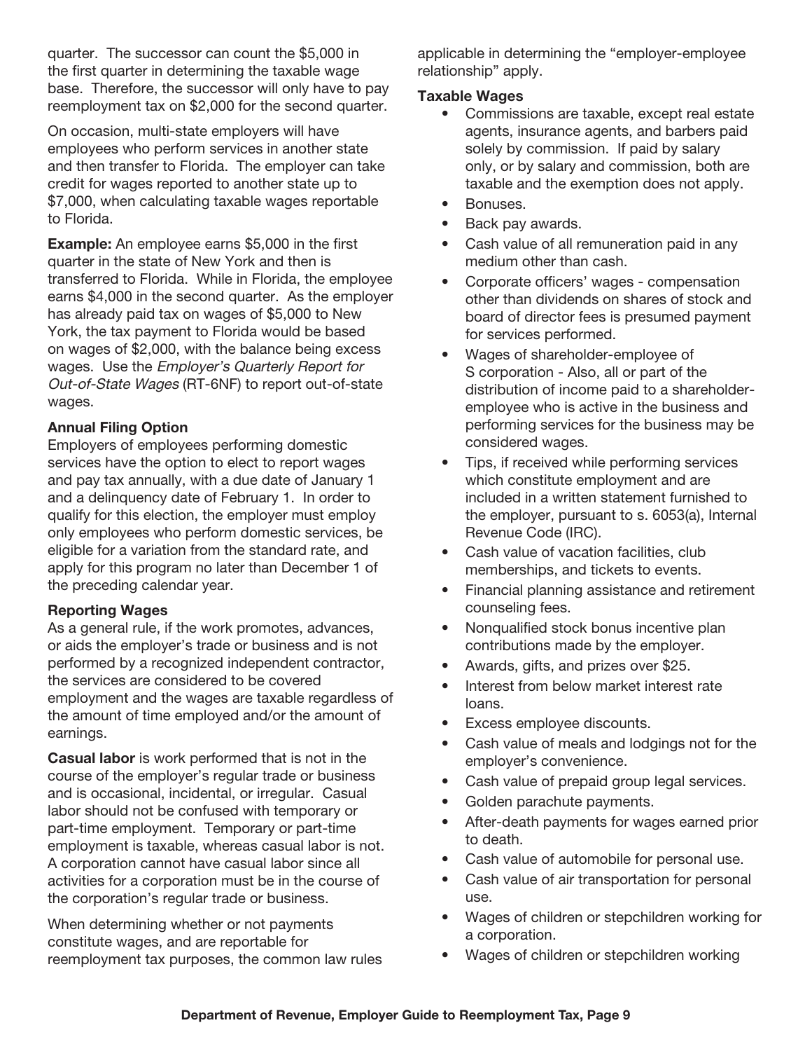quarter. The successor can count the $5,000 in the first quarter in determining the taxable wage base. Therefore, the successor will only have to pay reemployment tax on $2,000 for the second quarter.

On occasion, multi-state employers will have employees who perform services in another state and then transfer to Florida. The employer can take credit for wages reported to another state up to $7,000, when calculating taxable wages reportable to Florida.

**Example:** An employee earns $5,000 in the first quarter in the state of New York and then is transferred to Florida. While in Florida, the employee earns $4,000 in the second quarter. As the employer has already paid tax on wages of $5,000 to New York, the tax payment to Florida would be based on wages of $2,000, with the balance being excess wages. Use the *Employer's Quarterly Report for Out-of-State Wages* (RT-6NF) to report out-of-state wages.

**Annual Filing Option**

Employers of employees performing domestic services have the option to elect to report wages and pay tax annually, with a due date of January 1 and a delinquency date of February 1. In order to qualify for this election, the employer must employ only employees who perform domestic services, be eligible for a variation from the standard rate, and apply for this program no later than December 1 of the preceding calendar year.

**Reporting Wages**

As a general rule, if the work promotes, advances, or aids the employer's trade or business and is not performed by a recognized independent contractor, the services are considered to be covered employment and the wages are taxable regardless of the amount of time employed and/or the amount of earnings.

**Casual labor** is work performed that is not in the course of the employer's regular trade or business and is occasional, incidental, or irregular. Casual labor should not be confused with temporary or part-time employment. Temporary or part-time employment is taxable, whereas casual labor is not. A corporation cannot have casual labor since all activities for a corporation must be in the course of the corporation's regular trade or business.

When determining whether or not payments constitute wages, and are reportable for reemployment tax purposes, the common law rules applicable in determining the "employer-employee relationship" apply.

**Taxable Wages**

- Commissions are taxable, except real estate agents, insurance agents, and barbers paid solely by commission. If paid by salary only, or by salary and commission, both are taxable and the exemption does not apply.
- Bonuses.
- Back pay awards.
- Cash value of all remuneration paid in any medium other than cash.
- Corporate officers' wages - compensation other than dividends on shares of stock and board of director fees is presumed payment for services performed.
- Wages of shareholder-employee of S corporation - Also, all or part of the distribution of income paid to a shareholder-employee who is active in the business and performing services for the business may be considered wages.
- Tips, if received while performing services which constitute employment and are included in a written statement furnished to the employer, pursuant to s. 6053(a), Internal Revenue Code (IRC).
- Cash value of vacation facilities, club memberships, and tickets to events.
- Financial planning assistance and retirement counseling fees.
- Nonqualified stock bonus incentive plan contributions made by the employer.
- Awards, gifts, and prizes over $25.
- Interest from below market interest rate loans.
- Excess employee discounts.
- Cash value of meals and lodgings not for the employer's convenience.
- Cash value of prepaid group legal services.
- Golden parachute payments.
- After-death payments for wages earned prior to death.
- Cash value of automobile for personal use.
- Cash value of air transportation for personal use.
- Wages of children or stepchildren working for a corporation.
- Wages of children or stepchildren working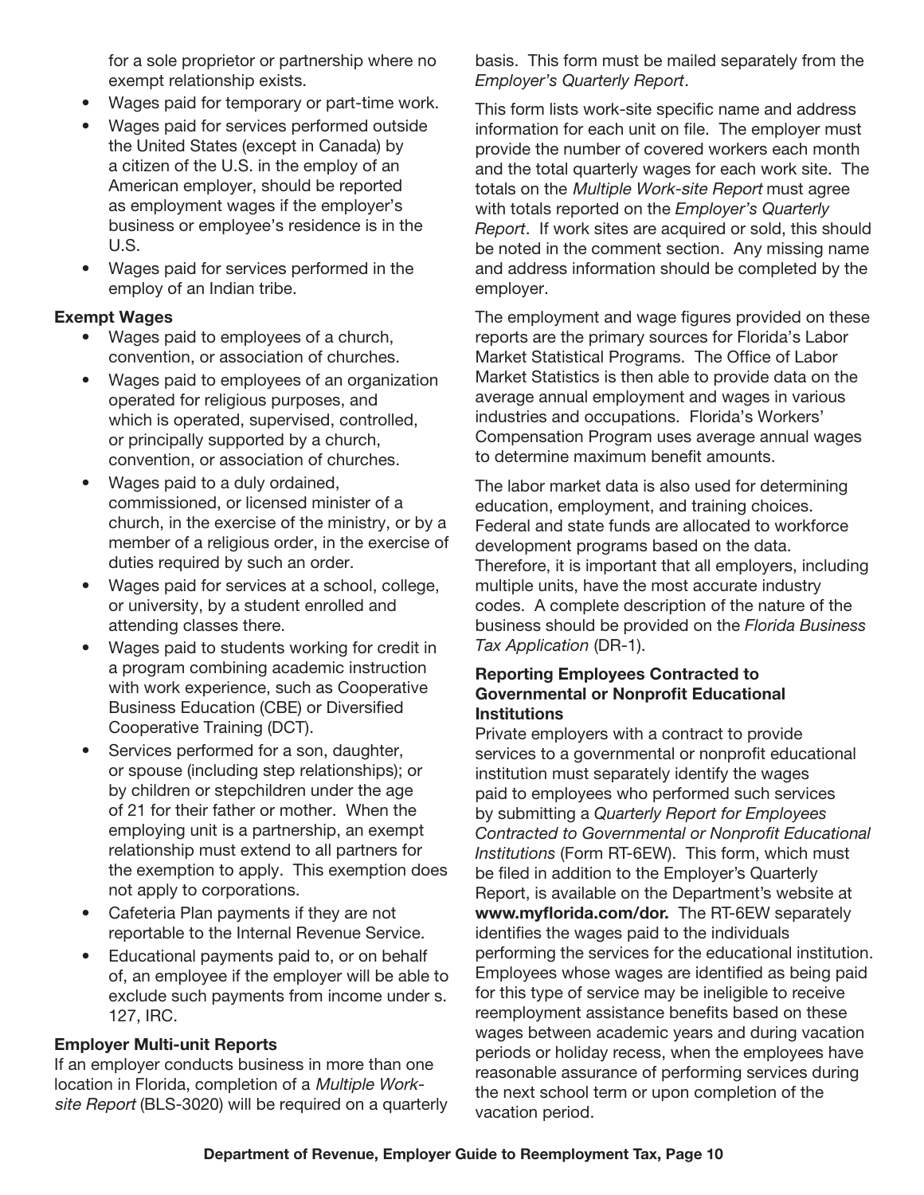for a sole proprietor or partnership where no exempt relationship exists.

- Wages paid for temporary or part-time work.
- Wages paid for services performed outside the United States (except in Canada) by a citizen of the U.S. in the employ of an American employer, should be reported as employment wages if the employer's business or employee's residence is in the U.S.
- Wages paid for services performed in the employ of an Indian tribe.

**Exempt Wages**

- Wages paid to employees of a church, convention, or association of churches.
- Wages paid to employees of an organization operated for religious purposes, and which is operated, supervised, controlled, or principally supported by a church, convention, or association of churches.
- Wages paid to a duly ordained, commissioned, or licensed minister of a church, in the exercise of the ministry, or by a member of a religious order, in the exercise of duties required by such an order.
- Wages paid for services at a school, college, or university, by a student enrolled and attending classes there.
- Wages paid to students working for credit in a program combining academic instruction with work experience, such as Cooperative Business Education (CBE) or Diversified Cooperative Training (DCT).
- Services performed for a son, daughter, or spouse (including step relationships); or by children or stepchildren under the age of 21 for their father or mother. When the employing unit is a partnership, an exempt relationship must extend to all partners for the exemption to apply. This exemption does not apply to corporations.
- Cafeteria Plan payments if they are not reportable to the Internal Revenue Service.
- Educational payments paid to, or on behalf of, an employee if the employer will be able to exclude such payments from income under s. 127, IRC.

**Employer Multi-unit Reports**

If an employer conducts business in more than one location in Florida, completion of a *Multiple Work-site Report* (BLS-3020) will be required on a quarterly basis. This form must be mailed separately from the *Employer's Quarterly Report*.

This form lists work-site specific name and address information for each unit on file. The employer must provide the number of covered workers each month and the total quarterly wages for each work site. The totals on the *Multiple Work-site Report* must agree with totals reported on the *Employer's Quarterly Report*. If work sites are acquired or sold, this should be noted in the comment section. Any missing name and address information should be completed by the employer.

The employment and wage figures provided on these reports are the primary sources for Florida's Labor Market Statistical Programs. The Office of Labor Market Statistics is then able to provide data on the average annual employment and wages in various industries and occupations. Florida's Workers' Compensation Program uses average annual wages to determine maximum benefit amounts.

The labor market data is also used for determining education, employment, and training choices. Federal and state funds are allocated to workforce development programs based on the data. Therefore, it is important that all employers, including multiple units, have the most accurate industry codes. A complete description of the nature of the business should be provided on the *Florida Business Tax Application* (DR-1).

**Reporting Employees Contracted to Governmental or Nonprofit Educational Institutions**

Private employers with a contract to provide services to a governmental or nonprofit educational institution must separately identify the wages paid to employees who performed such services by submitting a *Quarterly Report for Employees Contracted to Governmental or Nonprofit Educational Institutions* (Form RT-6EW). This form, which must be filed in addition to the Employer's Quarterly Report, is available on the Department's website at **www.myflorida.com/dor.** The RT-6EW separately identifies the wages paid to the individuals performing the services for the educational institution. Employees whose wages are identified as being paid for this type of service may be ineligible to receive reemployment assistance benefits based on these wages between academic years and during vacation periods or holiday recess, when the employees have reasonable assurance of performing services during the next school term or upon completion of the vacation period.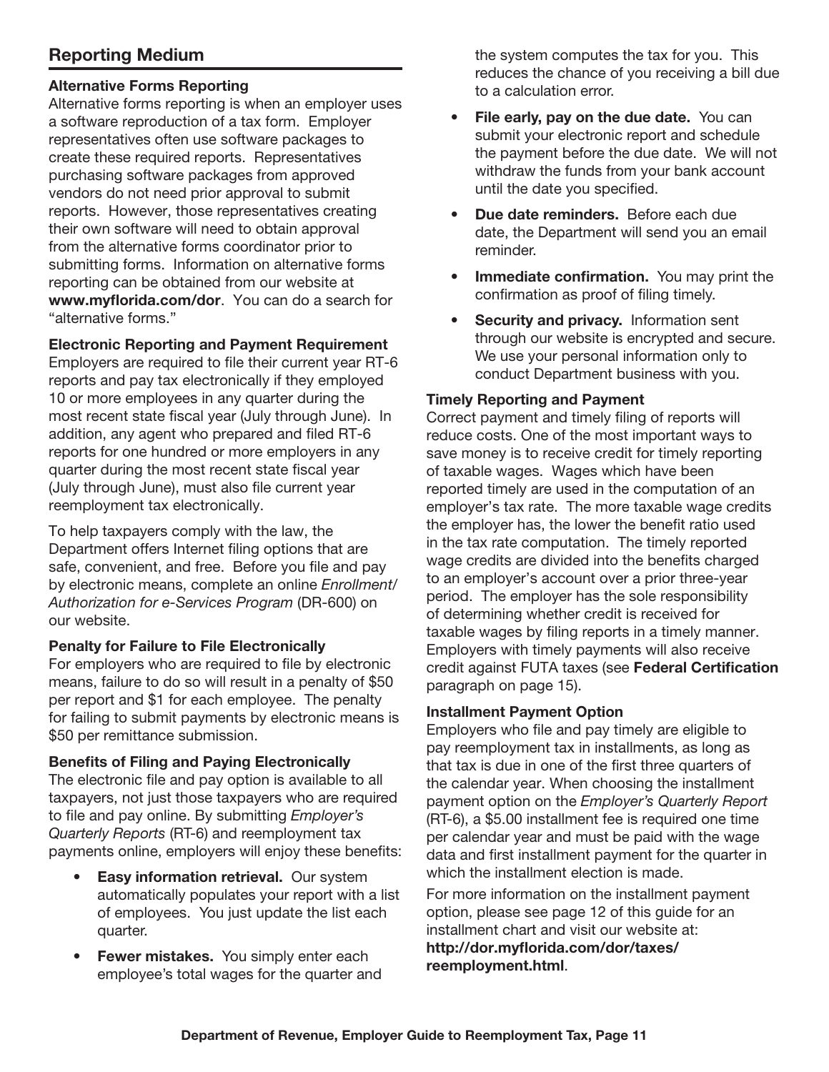## Reporting Medium

### Alternative Forms Reporting

Alternative forms reporting is when an employer uses a software reproduction of a tax form. Employer representatives often use software packages to create these required reports. Representatives purchasing software packages from approved vendors do not need prior approval to submit reports. However, those representatives creating their own software will need to obtain approval from the alternative forms coordinator prior to submitting forms. Information on alternative forms reporting can be obtained from our website at **www.myflorida.com/dor**. You can do a search for "alternative forms."

### Electronic Reporting and Payment Requirement

Employers are required to file their current year RT-6 reports and pay tax electronically if they employed 10 or more employees in any quarter during the most recent state fiscal year (July through June). In addition, any agent who prepared and filed RT-6 reports for one hundred or more employers in any quarter during the most recent state fiscal year (July through June), must also file current year reemployment tax electronically.

To help taxpayers comply with the law, the Department offers Internet filing options that are safe, convenient, and free. Before you file and pay by electronic means, complete an online *Enrollment/Authorization for e-Services Program* (DR-600) on our website.

### Penalty for Failure to File Electronically

For employers who are required to file by electronic means, failure to do so will result in a penalty of $50 per report and $1 for each employee. The penalty for failing to submit payments by electronic means is $50 per remittance submission.

### Benefits of Filing and Paying Electronically

The electronic file and pay option is available to all taxpayers, not just those taxpayers who are required to file and pay online. By submitting *Employer's Quarterly Reports* (RT-6) and reemployment tax payments online, employers will enjoy these benefits:

- **Easy information retrieval.** Our system automatically populates your report with a list of employees. You just update the list each quarter.
- **Fewer mistakes.** You simply enter each employee's total wages for the quarter and the system computes the tax for you. This reduces the chance of you receiving a bill due to a calculation error.
- **File early, pay on the due date.** You can submit your electronic report and schedule the payment before the due date. We will not withdraw the funds from your bank account until the date you specified.
- **Due date reminders.** Before each due date, the Department will send you an email reminder.
- **Immediate confirmation.** You may print the confirmation as proof of filing timely.
- **Security and privacy.** Information sent through our website is encrypted and secure. We use your personal information only to conduct Department business with you.

### Timely Reporting and Payment

Correct payment and timely filing of reports will reduce costs. One of the most important ways to save money is to receive credit for timely reporting of taxable wages. Wages which have been reported timely are used in the computation of an employer's tax rate. The more taxable wage credits the employer has, the lower the benefit ratio used in the tax rate computation. The timely reported wage credits are divided into the benefits charged to an employer's account over a prior three-year period. The employer has the sole responsibility of determining whether credit is received for taxable wages by filing reports in a timely manner. Employers with timely payments will also receive credit against FUTA taxes (see **Federal Certification** paragraph on page 15).

### Installment Payment Option

Employers who file and pay timely are eligible to pay reemployment tax in installments, as long as that tax is due in one of the first three quarters of the calendar year. When choosing the installment payment option on the *Employer's Quarterly Report* (RT-6), a $5.00 installment fee is required one time per calendar year and must be paid with the wage data and first installment payment for the quarter in which the installment election is made.

For more information on the installment payment option, please see page 12 of this guide for an installment chart and visit our website at: **http://dor.myflorida.com/dor/taxes/reemployment.html**.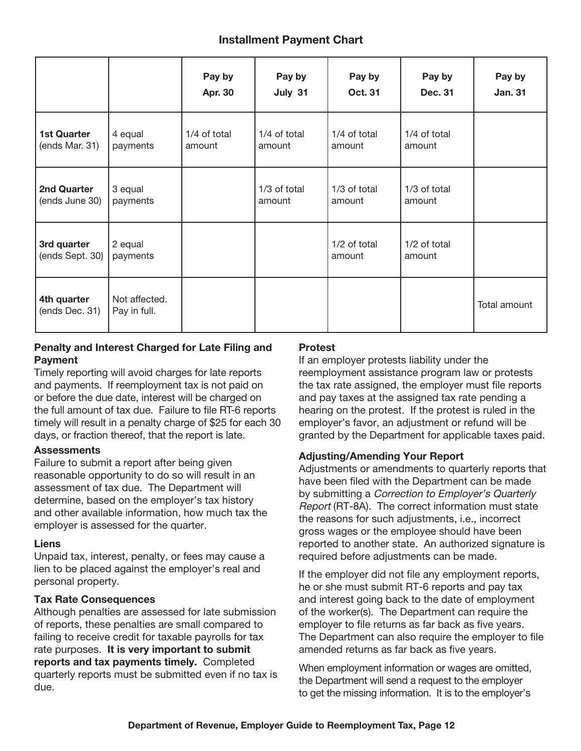## Installment Payment Chart

| | | Pay by Apr. 30 | Pay by July 31 | Pay by Oct. 31 | Pay by Dec. 31 | Pay by Jan. 31 |
|---|---|---|---|---|---|---|
| **1st Quarter** (ends Mar. 31) | 4 equal payments | 1/4 of total amount | 1/4 of total amount | 1/4 of total amount | 1/4 of total amount | |
| **2nd Quarter** (ends June 30) | 3 equal payments | | 1/3 of total amount | 1/3 of total amount | 1/3 of total amount | |
| **3rd quarter** (ends Sept. 30) | 2 equal payments | | | 1/2 of total amount | 1/2 of total amount | |
| **4th quarter** (ends Dec. 31) | Not affected. Pay in full. | | | | | Total amount |

### Penalty and Interest Charged for Late Filing and Payment

Timely reporting will avoid charges for late reports and payments. If reemployment tax is not paid on or before the due date, interest will be charged on the full amount of tax due. Failure to file RT-6 reports timely will result in a penalty charge of $25 for each 30 days, or fraction thereof, that the report is late.

#### Assessments

Failure to submit a report after being given reasonable opportunity to do so will result in an assessment of tax due. The Department will determine, based on the employer's tax history and other available information, how much tax the employer is assessed for the quarter.

#### Liens

Unpaid tax, interest, penalty, or fees may cause a lien to be placed against the employer's real and personal property.

#### Tax Rate Consequences

Although penalties are assessed for late submission of reports, these penalties are small compared to failing to receive credit for taxable payrolls for tax rate purposes. **It is very important to submit reports and tax payments timely.** Completed quarterly reports must be submitted even if no tax is due.

### Protest

If an employer protests liability under the reemployment assistance program law or protests the tax rate assigned, the employer must file reports and pay taxes at the assigned tax rate pending a hearing on the protest. If the protest is ruled in the employer's favor, an adjustment or refund will be granted by the Department for applicable taxes paid.

### Adjusting/Amending Your Report

Adjustments or amendments to quarterly reports that have been filed with the Department can be made by submitting a *Correction to Employer's Quarterly Report* (RT-8A). The correct information must state the reasons for such adjustments, i.e., incorrect gross wages or the employee should have been reported to another state. An authorized signature is required before adjustments can be made.

If the employer did not file any employment reports, he or she must submit RT-6 reports and pay tax and interest going back to the date of employment of the worker(s). The Department can require the employer to file returns as far back as five years. The Department can also require the employer to file amended returns as far back as five years.

When employment information or wages are omitted, the Department will send a request to the employer to get the missing information. It is to the employer's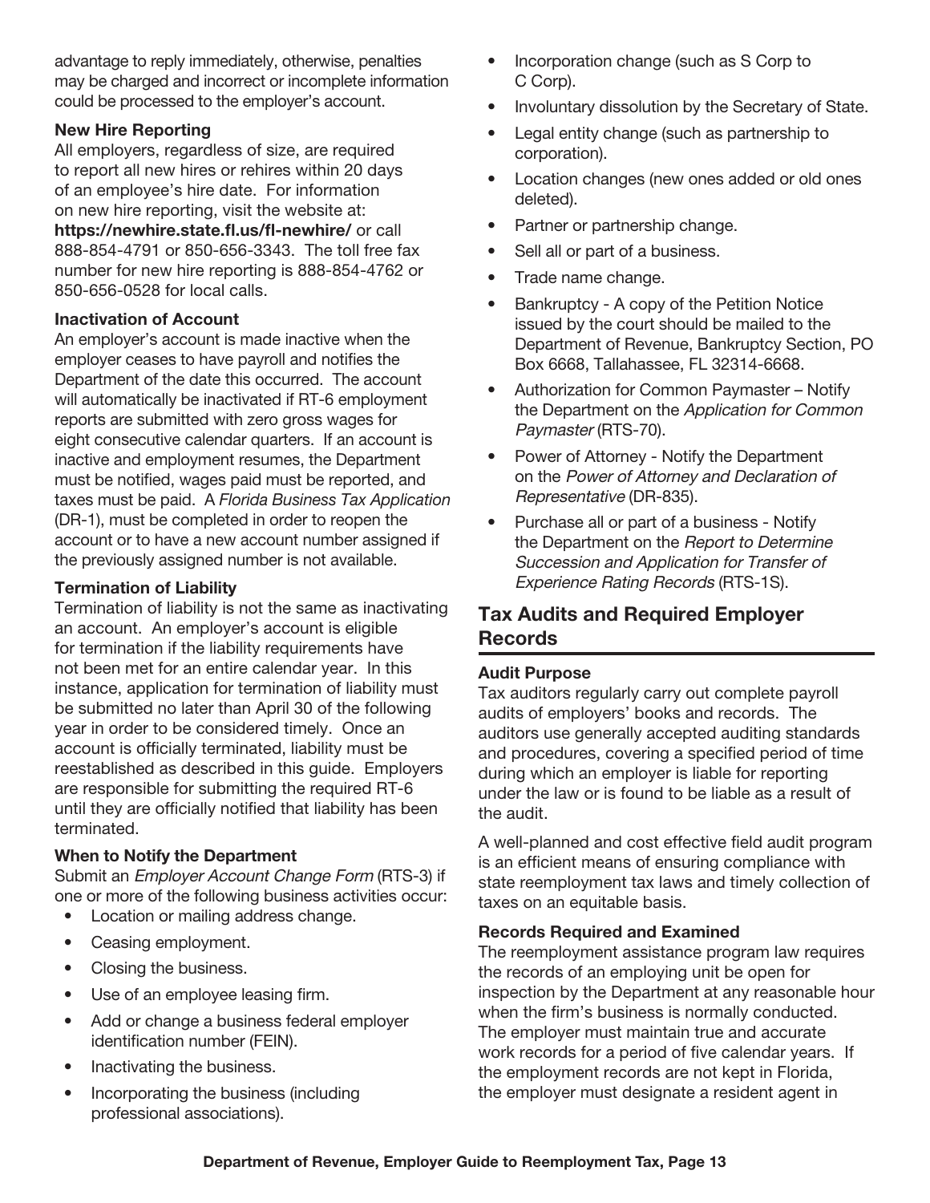advantage to reply immediately, otherwise, penalties may be charged and incorrect or incomplete information could be processed to the employer's account.

**New Hire Reporting**

All employers, regardless of size, are required to report all new hires or rehires within 20 days of an employee's hire date. For information on new hire reporting, visit the website at: **https://newhire.state.fl.us/fl-newhire/** or call 888-854-4791 or 850-656-3343. The toll free fax number for new hire reporting is 888-854-4762 or 850-656-0528 for local calls.

**Inactivation of Account**

An employer's account is made inactive when the employer ceases to have payroll and notifies the Department of the date this occurred. The account will automatically be inactivated if RT-6 employment reports are submitted with zero gross wages for eight consecutive calendar quarters. If an account is inactive and employment resumes, the Department must be notified, wages paid must be reported, and taxes must be paid. A *Florida Business Tax Application* (DR-1), must be completed in order to reopen the account or to have a new account number assigned if the previously assigned number is not available.

**Termination of Liability**

Termination of liability is not the same as inactivating an account. An employer's account is eligible for termination if the liability requirements have not been met for an entire calendar year. In this instance, application for termination of liability must be submitted no later than April 30 of the following year in order to be considered timely. Once an account is officially terminated, liability must be reestablished as described in this guide. Employers are responsible for submitting the required RT-6 until they are officially notified that liability has been terminated.

**When to Notify the Department**

Submit an *Employer Account Change Form* (RTS-3) if one or more of the following business activities occur:

- Location or mailing address change.
- Ceasing employment.
- Closing the business.
- Use of an employee leasing firm.
- Add or change a business federal employer identification number (FEIN).
- Inactivating the business.
- Incorporating the business (including professional associations).
- Incorporation change (such as S Corp to C Corp).
- Involuntary dissolution by the Secretary of State.
- Legal entity change (such as partnership to corporation).
- Location changes (new ones added or old ones deleted).
- Partner or partnership change.
- Sell all or part of a business.
- Trade name change.
- Bankruptcy - A copy of the Petition Notice issued by the court should be mailed to the Department of Revenue, Bankruptcy Section, PO Box 6668, Tallahassee, FL 32314-6668.
- Authorization for Common Paymaster – Notify the Department on the *Application for Common Paymaster* (RTS-70).
- Power of Attorney - Notify the Department on the *Power of Attorney and Declaration of Representative* (DR-835).
- Purchase all or part of a business - Notify the Department on the *Report to Determine Succession and Application for Transfer of Experience Rating Records* (RTS-1S).

## Tax Audits and Required Employer Records

**Audit Purpose**

Tax auditors regularly carry out complete payroll audits of employers' books and records. The auditors use generally accepted auditing standards and procedures, covering a specified period of time during which an employer is liable for reporting under the law or is found to be liable as a result of the audit.

A well-planned and cost effective field audit program is an efficient means of ensuring compliance with state reemployment tax laws and timely collection of taxes on an equitable basis.

**Records Required and Examined**

The reemployment assistance program law requires the records of an employing unit be open for inspection by the Department at any reasonable hour when the firm's business is normally conducted. The employer must maintain true and accurate work records for a period of five calendar years. If the employment records are not kept in Florida, the employer must designate a resident agent in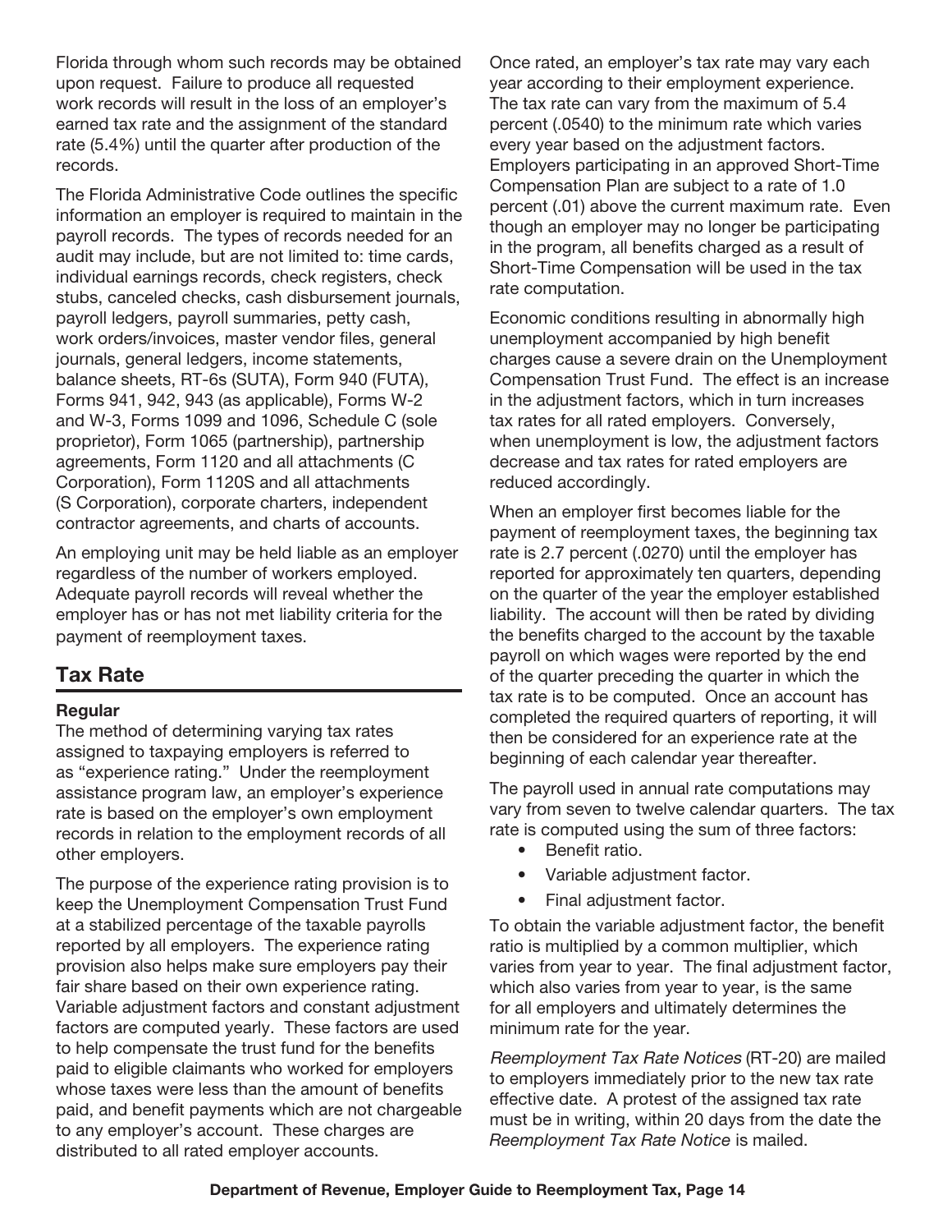Florida through whom such records may be obtained upon request. Failure to produce all requested work records will result in the loss of an employer's earned tax rate and the assignment of the standard rate (5.4%) until the quarter after production of the records.

The Florida Administrative Code outlines the specific information an employer is required to maintain in the payroll records. The types of records needed for an audit may include, but are not limited to: time cards, individual earnings records, check registers, check stubs, canceled checks, cash disbursement journals, payroll ledgers, payroll summaries, petty cash, work orders/invoices, master vendor files, general journals, general ledgers, income statements, balance sheets, RT-6s (SUTA), Form 940 (FUTA), Forms 941, 942, 943 (as applicable), Forms W-2 and W-3, Forms 1099 and 1096, Schedule C (sole proprietor), Form 1065 (partnership), partnership agreements, Form 1120 and all attachments (C Corporation), Form 1120S and all attachments (S Corporation), corporate charters, independent contractor agreements, and charts of accounts.

An employing unit may be held liable as an employer regardless of the number of workers employed. Adequate payroll records will reveal whether the employer has or has not met liability criteria for the payment of reemployment taxes.

## Tax Rate

### Regular

The method of determining varying tax rates assigned to taxpaying employers is referred to as "experience rating." Under the reemployment assistance program law, an employer's experience rate is based on the employer's own employment records in relation to the employment records of all other employers.

The purpose of the experience rating provision is to keep the Unemployment Compensation Trust Fund at a stabilized percentage of the taxable payrolls reported by all employers. The experience rating provision also helps make sure employers pay their fair share based on their own experience rating. Variable adjustment factors and constant adjustment factors are computed yearly. These factors are used to help compensate the trust fund for the benefits paid to eligible claimants who worked for employers whose taxes were less than the amount of benefits paid, and benefit payments which are not chargeable to any employer's account. These charges are distributed to all rated employer accounts.

Once rated, an employer's tax rate may vary each year according to their employment experience. The tax rate can vary from the maximum of 5.4 percent (.0540) to the minimum rate which varies every year based on the adjustment factors. Employers participating in an approved Short-Time Compensation Plan are subject to a rate of 1.0 percent (.01) above the current maximum rate. Even though an employer may no longer be participating in the program, all benefits charged as a result of Short-Time Compensation will be used in the tax rate computation.

Economic conditions resulting in abnormally high unemployment accompanied by high benefit charges cause a severe drain on the Unemployment Compensation Trust Fund. The effect is an increase in the adjustment factors, which in turn increases tax rates for all rated employers. Conversely, when unemployment is low, the adjustment factors decrease and tax rates for rated employers are reduced accordingly.

When an employer first becomes liable for the payment of reemployment taxes, the beginning tax rate is 2.7 percent (.0270) until the employer has reported for approximately ten quarters, depending on the quarter of the year the employer established liability. The account will then be rated by dividing the benefits charged to the account by the taxable payroll on which wages were reported by the end of the quarter preceding the quarter in which the tax rate is to be computed. Once an account has completed the required quarters of reporting, it will then be considered for an experience rate at the beginning of each calendar year thereafter.

The payroll used in annual rate computations may vary from seven to twelve calendar quarters. The tax rate is computed using the sum of three factors:

- Benefit ratio.
- Variable adjustment factor.
- Final adjustment factor.

To obtain the variable adjustment factor, the benefit ratio is multiplied by a common multiplier, which varies from year to year. The final adjustment factor, which also varies from year to year, is the same for all employers and ultimately determines the minimum rate for the year.

*Reemployment Tax Rate Notices* (RT-20) are mailed to employers immediately prior to the new tax rate effective date. A protest of the assigned tax rate must be in writing, within 20 days from the date the *Reemployment Tax Rate Notice* is mailed.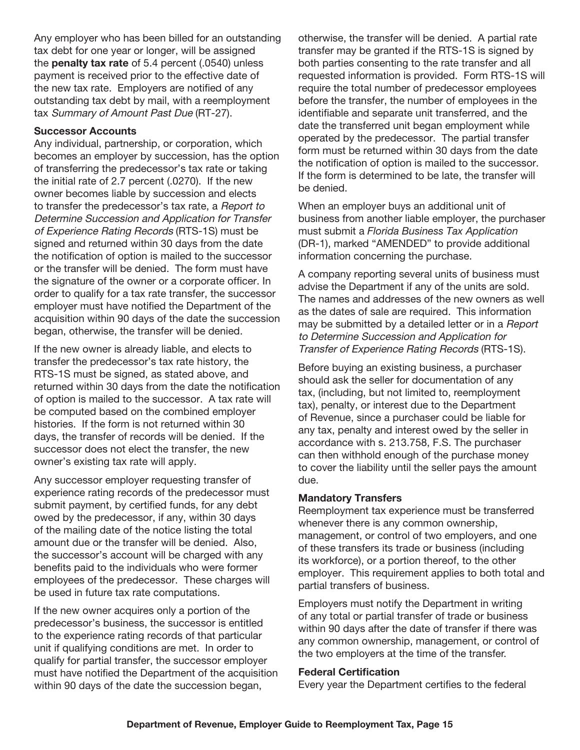Any employer who has been billed for an outstanding tax debt for one year or longer, will be assigned the **penalty tax rate** of 5.4 percent (.0540) unless payment is received prior to the effective date of the new tax rate. Employers are notified of any outstanding tax debt by mail, with a reemployment tax *Summary of Amount Past Due* (RT-27).

**Successor Accounts**

Any individual, partnership, or corporation, which becomes an employer by succession, has the option of transferring the predecessor's tax rate or taking the initial rate of 2.7 percent (.0270). If the new owner becomes liable by succession and elects to transfer the predecessor's tax rate, a *Report to Determine Succession and Application for Transfer of Experience Rating Records* (RTS-1S) must be signed and returned within 30 days from the date the notification of option is mailed to the successor or the transfer will be denied. The form must have the signature of the owner or a corporate officer. In order to qualify for a tax rate transfer, the successor employer must have notified the Department of the acquisition within 90 days of the date the succession began, otherwise, the transfer will be denied.

If the new owner is already liable, and elects to transfer the predecessor's tax rate history, the RTS-1S must be signed, as stated above, and returned within 30 days from the date the notification of option is mailed to the successor. A tax rate will be computed based on the combined employer histories. If the form is not returned within 30 days, the transfer of records will be denied. If the successor does not elect the transfer, the new owner's existing tax rate will apply.

Any successor employer requesting transfer of experience rating records of the predecessor must submit payment, by certified funds, for any debt owed by the predecessor, if any, within 30 days of the mailing date of the notice listing the total amount due or the transfer will be denied. Also, the successor's account will be charged with any benefits paid to the individuals who were former employees of the predecessor. These charges will be used in future tax rate computations.

If the new owner acquires only a portion of the predecessor's business, the successor is entitled to the experience rating records of that particular unit if qualifying conditions are met. In order to qualify for partial transfer, the successor employer must have notified the Department of the acquisition within 90 days of the date the succession began, otherwise, the transfer will be denied. A partial rate transfer may be granted if the RTS-1S is signed by both parties consenting to the rate transfer and all requested information is provided. Form RTS-1S will require the total number of predecessor employees before the transfer, the number of employees in the identifiable and separate unit transferred, and the date the transferred unit began employment while operated by the predecessor. The partial transfer form must be returned within 30 days from the date the notification of option is mailed to the successor. If the form is determined to be late, the transfer will be denied.

When an employer buys an additional unit of business from another liable employer, the purchaser must submit a *Florida Business Tax Application* (DR-1), marked "AMENDED" to provide additional information concerning the purchase.

A company reporting several units of business must advise the Department if any of the units are sold. The names and addresses of the new owners as well as the dates of sale are required. This information may be submitted by a detailed letter or in a *Report to Determine Succession and Application for Transfer of Experience Rating Records* (RTS-1S).

Before buying an existing business, a purchaser should ask the seller for documentation of any tax, (including, but not limited to, reemployment tax), penalty, or interest due to the Department of Revenue, since a purchaser could be liable for any tax, penalty and interest owed by the seller in accordance with s. 213.758, F.S. The purchaser can then withhold enough of the purchase money to cover the liability until the seller pays the amount due.

**Mandatory Transfers**

Reemployment tax experience must be transferred whenever there is any common ownership, management, or control of two employers, and one of these transfers its trade or business (including its workforce), or a portion thereof, to the other employer. This requirement applies to both total and partial transfers of business.

Employers must notify the Department in writing of any total or partial transfer of trade or business within 90 days after the date of transfer if there was any common ownership, management, or control of the two employers at the time of the transfer.

**Federal Certification**

Every year the Department certifies to the federal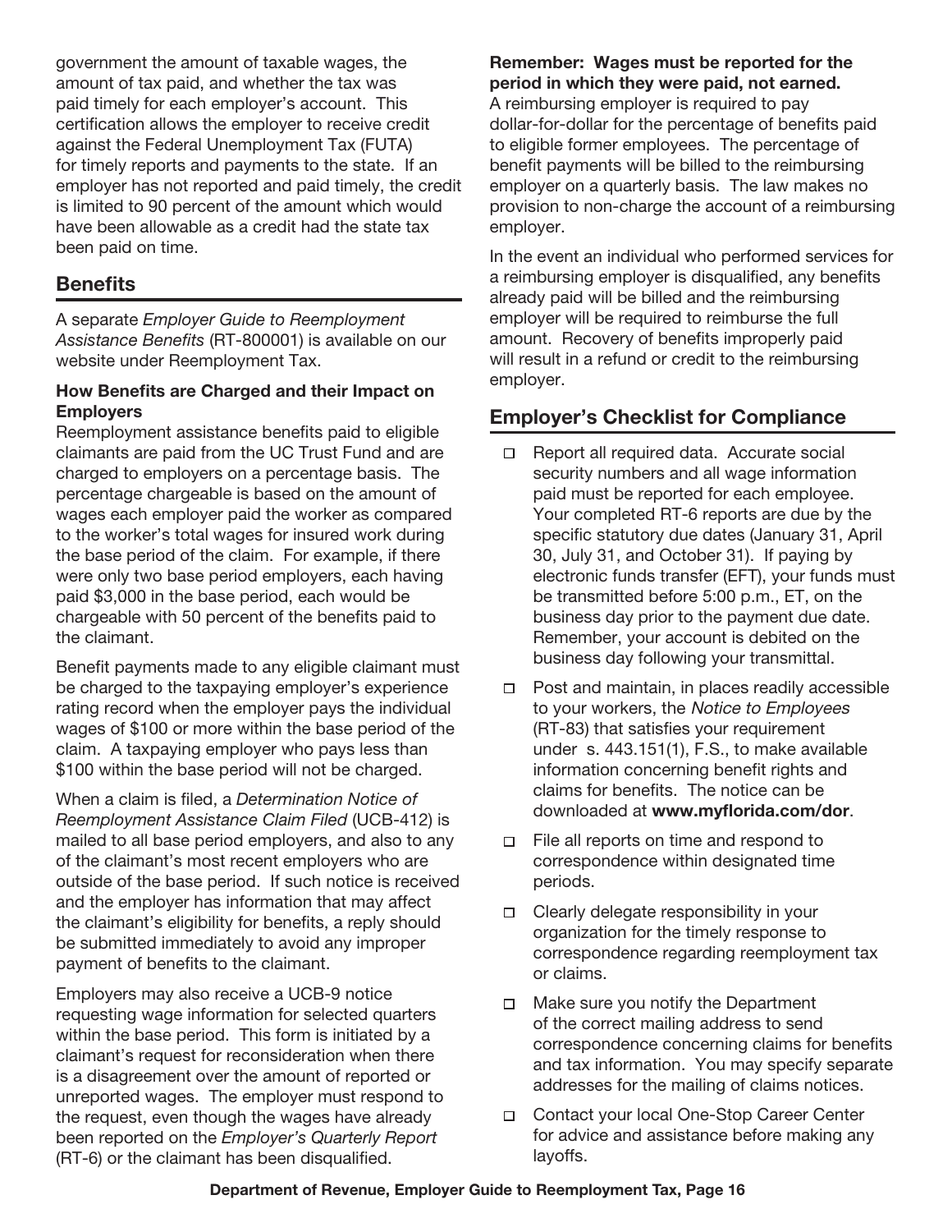government the amount of taxable wages, the amount of tax paid, and whether the tax was paid timely for each employer's account. This certification allows the employer to receive credit against the Federal Unemployment Tax (FUTA) for timely reports and payments to the state. If an employer has not reported and paid timely, the credit is limited to 90 percent of the amount which would have been allowable as a credit had the state tax been paid on time.

## Benefits

A separate *Employer Guide to Reemployment Assistance Benefits* (RT-800001) is available on our website under Reemployment Tax.

### How Benefits are Charged and their Impact on Employers

Reemployment assistance benefits paid to eligible claimants are paid from the UC Trust Fund and are charged to employers on a percentage basis. The percentage chargeable is based on the amount of wages each employer paid the worker as compared to the worker's total wages for insured work during the base period of the claim. For example, if there were only two base period employers, each having paid $3,000 in the base period, each would be chargeable with 50 percent of the benefits paid to the claimant.

Benefit payments made to any eligible claimant must be charged to the taxpaying employer's experience rating record when the employer pays the individual wages of $100 or more within the base period of the claim. A taxpaying employer who pays less than $100 within the base period will not be charged.

When a claim is filed, a *Determination Notice of Reemployment Assistance Claim Filed* (UCB-412) is mailed to all base period employers, and also to any of the claimant's most recent employers who are outside of the base period. If such notice is received and the employer has information that may affect the claimant's eligibility for benefits, a reply should be submitted immediately to avoid any improper payment of benefits to the claimant.

Employers may also receive a UCB-9 notice requesting wage information for selected quarters within the base period. This form is initiated by a claimant's request for reconsideration when there is a disagreement over the amount of reported or unreported wages. The employer must respond to the request, even though the wages have already been reported on the *Employer's Quarterly Report* (RT-6) or the claimant has been disqualified.

**Remember: Wages must be reported for the period in which they were paid, not earned.**
A reimbursing employer is required to pay dollar-for-dollar for the percentage of benefits paid to eligible former employees. The percentage of benefit payments will be billed to the reimbursing employer on a quarterly basis. The law makes no provision to non-charge the account of a reimbursing employer.

In the event an individual who performed services for a reimbursing employer is disqualified, any benefits already paid will be billed and the reimbursing employer will be required to reimburse the full amount. Recovery of benefits improperly paid will result in a refund or credit to the reimbursing employer.

## Employer's Checklist for Compliance

- ☐ Report all required data. Accurate social security numbers and all wage information paid must be reported for each employee. Your completed RT-6 reports are due by the specific statutory due dates (January 31, April 30, July 31, and October 31). If paying by electronic funds transfer (EFT), your funds must be transmitted before 5:00 p.m., ET, on the business day prior to the payment due date. Remember, your account is debited on the business day following your transmittal.
- ☐ Post and maintain, in places readily accessible to your workers, the *Notice to Employees* (RT-83) that satisfies your requirement under s. 443.151(1), F.S., to make available information concerning benefit rights and claims for benefits. The notice can be downloaded at **www.myflorida.com/dor**.
- ☐ File all reports on time and respond to correspondence within designated time periods.
- ☐ Clearly delegate responsibility in your organization for the timely response to correspondence regarding reemployment tax or claims.
- ☐ Make sure you notify the Department of the correct mailing address to send correspondence concerning claims for benefits and tax information. You may specify separate addresses for the mailing of claims notices.
- ☐ Contact your local One-Stop Career Center for advice and assistance before making any layoffs.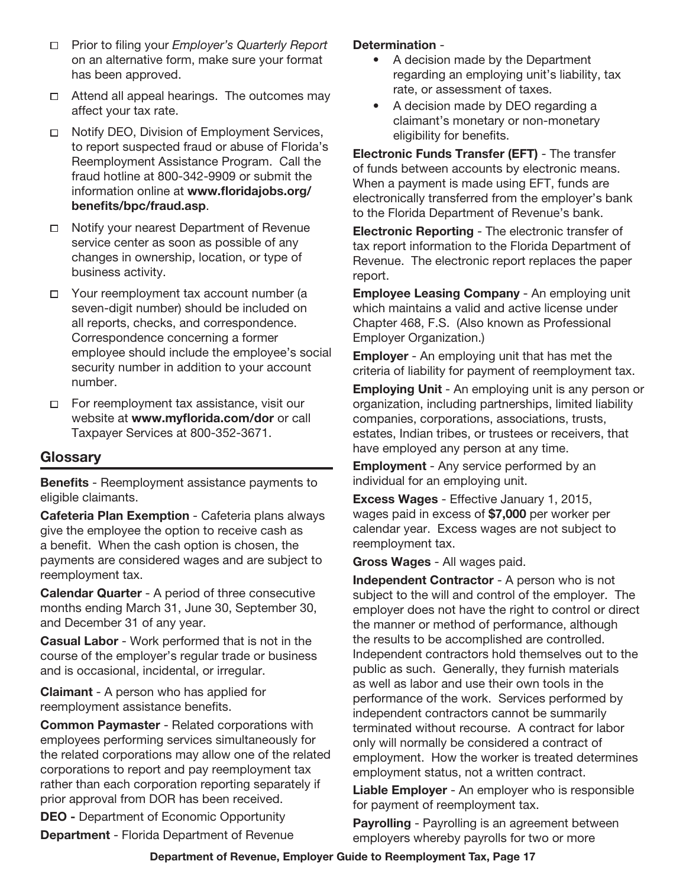- ☐ Prior to filing your *Employer's Quarterly Report* on an alternative form, make sure your format has been approved.
- ☐ Attend all appeal hearings. The outcomes may affect your tax rate.
- ☐ Notify DEO, Division of Employment Services, to report suspected fraud or abuse of Florida's Reemployment Assistance Program. Call the fraud hotline at 800-342-9909 or submit the information online at **www.floridajobs.org/benefits/bpc/fraud.asp**.
- ☐ Notify your nearest Department of Revenue service center as soon as possible of any changes in ownership, location, or type of business activity.
- ☐ Your reemployment tax account number (a seven-digit number) should be included on all reports, checks, and correspondence. Correspondence concerning a former employee should include the employee's social security number in addition to your account number.
- ☐ For reemployment tax assistance, visit our website at **www.myflorida.com/dor** or call Taxpayer Services at 800-352-3671.

## Glossary

**Benefits** - Reemployment assistance payments to eligible claimants.

**Cafeteria Plan Exemption** - Cafeteria plans always give the employee the option to receive cash as a benefit. When the cash option is chosen, the payments are considered wages and are subject to reemployment tax.

**Calendar Quarter** - A period of three consecutive months ending March 31, June 30, September 30, and December 31 of any year.

**Casual Labor** - Work performed that is not in the course of the employer's regular trade or business and is occasional, incidental, or irregular.

**Claimant** - A person who has applied for reemployment assistance benefits.

**Common Paymaster** - Related corporations with employees performing services simultaneously for the related corporations may allow one of the related corporations to report and pay reemployment tax rather than each corporation reporting separately if prior approval from DOR has been received.

**DEO -** Department of Economic Opportunity

**Department** - Florida Department of Revenue

**Determination** -

- A decision made by the Department regarding an employing unit's liability, tax rate, or assessment of taxes.
- A decision made by DEO regarding a claimant's monetary or non-monetary eligibility for benefits.

**Electronic Funds Transfer (EFT)** - The transfer of funds between accounts by electronic means. When a payment is made using EFT, funds are electronically transferred from the employer's bank to the Florida Department of Revenue's bank.

**Electronic Reporting** - The electronic transfer of tax report information to the Florida Department of Revenue. The electronic report replaces the paper report.

**Employee Leasing Company** - An employing unit which maintains a valid and active license under Chapter 468, F.S. (Also known as Professional Employer Organization.)

**Employer** - An employing unit that has met the criteria of liability for payment of reemployment tax.

**Employing Unit** - An employing unit is any person or organization, including partnerships, limited liability companies, corporations, associations, trusts, estates, Indian tribes, or trustees or receivers, that have employed any person at any time.

**Employment** - Any service performed by an individual for an employing unit.

**Excess Wages** - Effective January 1, 2015, wages paid in excess of **$7,000** per worker per calendar year. Excess wages are not subject to reemployment tax.

**Gross Wages** - All wages paid.

**Independent Contractor** - A person who is not subject to the will and control of the employer. The employer does not have the right to control or direct the manner or method of performance, although the results to be accomplished are controlled. Independent contractors hold themselves out to the public as such. Generally, they furnish materials as well as labor and use their own tools in the performance of the work. Services performed by independent contractors cannot be summarily terminated without recourse. A contract for labor only will normally be considered a contract of employment. How the worker is treated determines employment status, not a written contract.

**Liable Employer** - An employer who is responsible for payment of reemployment tax.

**Payrolling** - Payrolling is an agreement between employers whereby payrolls for two or more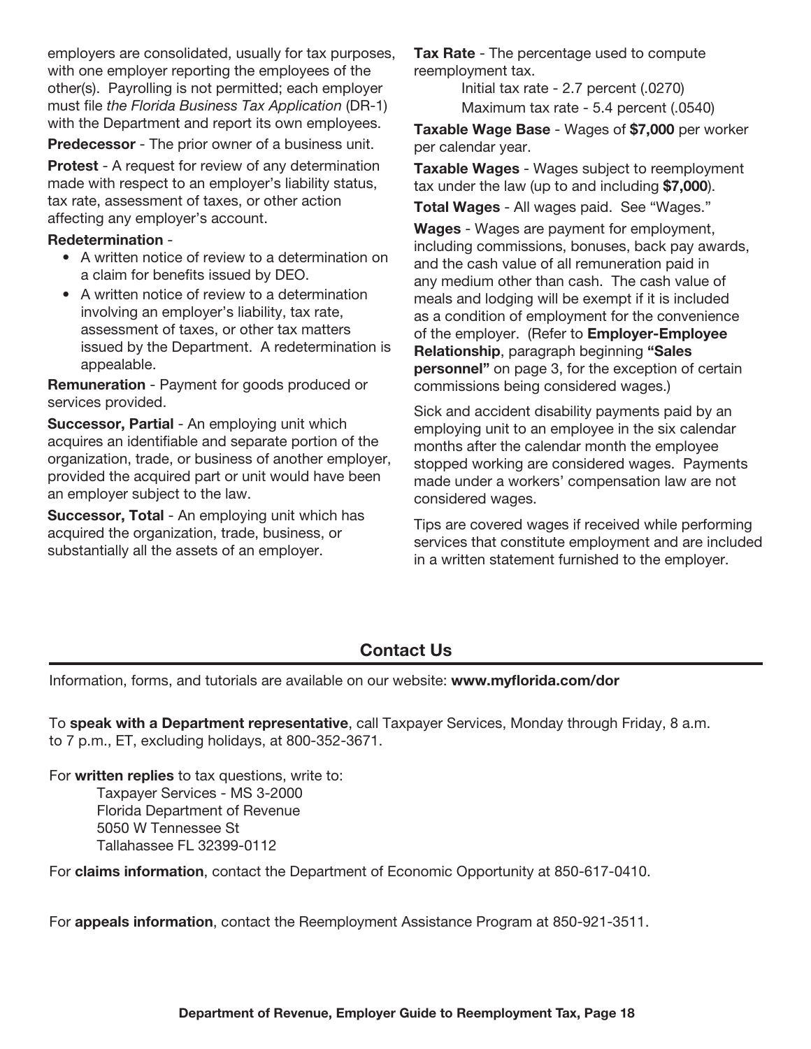employers are consolidated, usually for tax purposes, with one employer reporting the employees of the other(s). Payrolling is not permitted; each employer must file *the Florida Business Tax Application* (DR-1) with the Department and report its own employees.

**Predecessor** - The prior owner of a business unit.

**Protest** - A request for review of any determination made with respect to an employer's liability status, tax rate, assessment of taxes, or other action affecting any employer's account.

**Redetermination** -

- A written notice of review to a determination on a claim for benefits issued by DEO.
- A written notice of review to a determination involving an employer's liability, tax rate, assessment of taxes, or other tax matters issued by the Department. A redetermination is appealable.

**Remuneration** - Payment for goods produced or services provided.

**Successor, Partial** - An employing unit which acquires an identifiable and separate portion of the organization, trade, or business of another employer, provided the acquired part or unit would have been an employer subject to the law.

**Successor, Total** - An employing unit which has acquired the organization, trade, business, or substantially all the assets of an employer.

**Tax Rate** - The percentage used to compute reemployment tax.

Initial tax rate - 2.7 percent (.0270)
Maximum tax rate - 5.4 percent (.0540)

**Taxable Wage Base** - Wages of **$7,000** per worker per calendar year.

**Taxable Wages** - Wages subject to reemployment tax under the law (up to and including **$7,000**).

**Total Wages** - All wages paid. See "Wages."

**Wages** - Wages are payment for employment, including commissions, bonuses, back pay awards, and the cash value of all remuneration paid in any medium other than cash. The cash value of meals and lodging will be exempt if it is included as a condition of employment for the convenience of the employer. (Refer to **Employer-Employee Relationship**, paragraph beginning **"Sales personnel"** on page 3, for the exception of certain commissions being considered wages.)

Sick and accident disability payments paid by an employing unit to an employee in the six calendar months after the calendar month the employee stopped working are considered wages. Payments made under a workers' compensation law are not considered wages.

Tips are covered wages if received while performing services that constitute employment and are included in a written statement furnished to the employer.

## Contact Us

Information, forms, and tutorials are available on our website: **www.myflorida.com/dor**

To **speak with a Department representative**, call Taxpayer Services, Monday through Friday, 8 a.m. to 7 p.m., ET, excluding holidays, at 800-352-3671.

For **written replies** to tax questions, write to:

Taxpayer Services - MS 3-2000
Florida Department of Revenue
5050 W Tennessee St
Tallahassee FL 32399-0112

For **claims information**, contact the Department of Economic Opportunity at 850-617-0410.

For **appeals information**, contact the Reemployment Assistance Program at 850-921-3511.